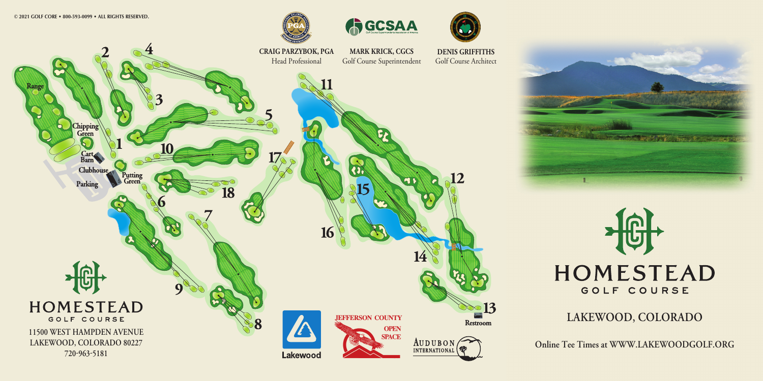© 2021 GOLF CORE • 800-593-0099 • ALL RIGHTS RESERVED.

**CRAIG PARZYBOK, PGA**
Head Professional

**MARK KRICK, CGCS**
Golf Course Superintendent

**DENIS GRIFFITHS**
Golf Course Architect

Range

Chipping Green

Cart Barn

Clubhouse

Putting Green

Parking

Restroom

1 2 3 4 5 6 7 8 9 10 11 12 13 14 15 16 17 18

# HOMESTEAD
GOLF COURSE

**11500 WEST HAMPDEN AVENUE**
**LAKEWOOD, COLORADO 80227**
**720-963-5181**

Lakewood

JEFFERSON COUNTY OPEN SPACE

AUDUBON INTERNATIONAL

# HOMESTEAD
GOLF COURSE

## LAKEWOOD, COLORADO

**Online Tee Times at WWW.LAKEWOODGOLF.ORG**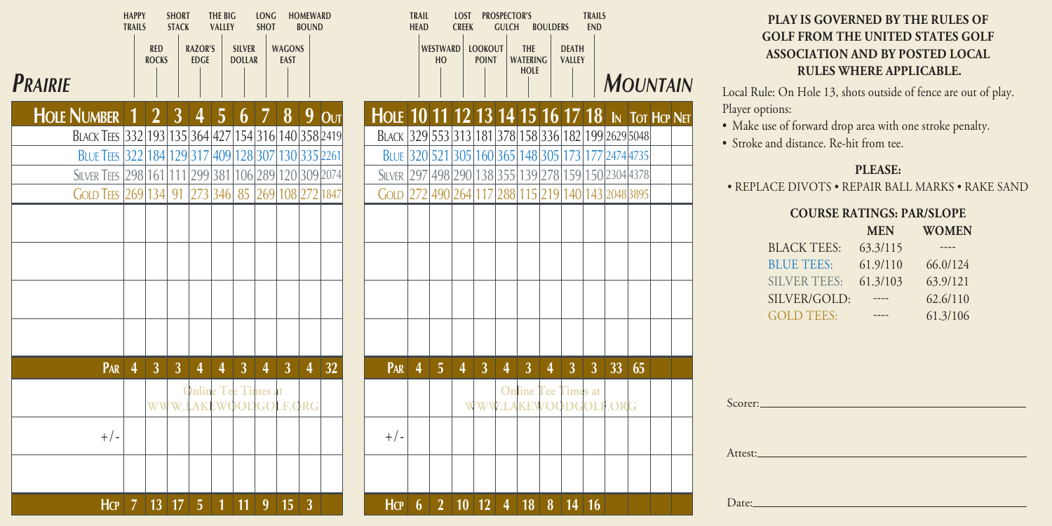## Prairie

| Hole Number | 1 | 2 | 3 | 4 | 5 | 6 | 7 | 8 | 9 | Out |
|---|---|---|---|---|---|---|---|---|---|---|
| | Happy Trails | Red Rocks | Short Stack | Razor's Edge | The Big Valley | Silver Dollar | Long Shot | Wagons East | Homeward Bound | |
| Black Tees | 332 | 193 | 135 | 364 | 427 | 154 | 316 | 140 | 358 | 2419 |
| Blue Tees | 322 | 184 | 129 | 317 | 409 | 128 | 307 | 130 | 335 | 2261 |
| Silver Tees | 298 | 161 | 111 | 299 | 381 | 106 | 289 | 120 | 309 | 2074 |
| Gold Tees | 269 | 134 | 91 | 273 | 346 | 85 | 269 | 108 | 272 | 1847 |
| | | | | | | | | | | |
| | | | | | | | | | | |
| | | | | | | | | | | |
| | | | | | | | | | | |
| Par | 4 | 3 | 3 | 4 | 4 | 3 | 4 | 3 | 4 | 32 |
| | | | | | | | | | | |
| +/- | | | | | | | | | | |
| | | | | | | | | | | |
| Hcp | 7 | 13 | 17 | 5 | 1 | 11 | 9 | 15 | 3 | |

Online Tee Times at WWW.LAKEWOODGOLF.ORG

## Mountain

| Hole | 10 | 11 | 12 | 13 | 14 | 15 | 16 | 17 | 18 | In | Tot | Hcp | Net |
|---|---|---|---|---|---|---|---|---|---|---|---|---|---|
| | Trail Head | Westward Ho | Lost Creek | Lookout Point | Prospector's Gulch | The Watering Hole | Boulders | Death Valley | Trails End | | | | |
| Black | 329 | 553 | 313 | 181 | 378 | 158 | 336 | 182 | 199 | 2629 | 5048 | | |
| Blue | 320 | 521 | 305 | 160 | 365 | 148 | 305 | 173 | 177 | 2474 | 4735 | | |
| Silver | 297 | 498 | 290 | 138 | 355 | 139 | 278 | 159 | 150 | 2304 | 4378 | | |
| Gold | 272 | 490 | 264 | 117 | 288 | 115 | 219 | 140 | 143 | 2048 | 3895 | | |
| | | | | | | | | | | | | | |
| | | | | | | | | | | | | | |
| | | | | | | | | | | | | | |
| | | | | | | | | | | | | | |
| Par | 4 | 5 | 4 | 3 | 4 | 3 | 4 | 3 | 3 | 33 | 65 | | |
| | | | | | | | | | | | | | |
| +/- | | | | | | | | | | | | | |
| | | | | | | | | | | | | | |
| Hcp | 6 | 2 | 10 | 12 | 4 | 18 | 8 | 14 | 16 | | | | |

Online Tee Times at WWW.LAKEWOODGOLF.ORG

**PLAY IS GOVERNED BY THE RULES OF GOLF FROM THE UNITED STATES GOLF ASSOCIATION AND BY POSTED LOCAL RULES WHERE APPLICABLE.**

Local Rule: On Hole 13, shots outside of fence are out of play.
Player options:

- Make use of forward drop area with one stroke penalty.
- Stroke and distance. Re-hit from tee.

**PLEASE:**

• REPLACE DIVOTS • REPAIR BALL MARKS • RAKE SAND

**COURSE RATINGS: PAR/SLOPE**

| | MEN | WOMEN |
|---|---|---|
| BLACK TEES: | 63.3/115 | ---- |
| BLUE TEES: | 61.9/110 | 66.0/124 |
| SILVER TEES: | 61.3/103 | 63.9/121 |
| SILVER/GOLD: | ---- | 62.6/110 |
| GOLD TEES: | ---- | 61.3/106 |

Scorer: ______________________

Attest: ______________________

Date: ______________________